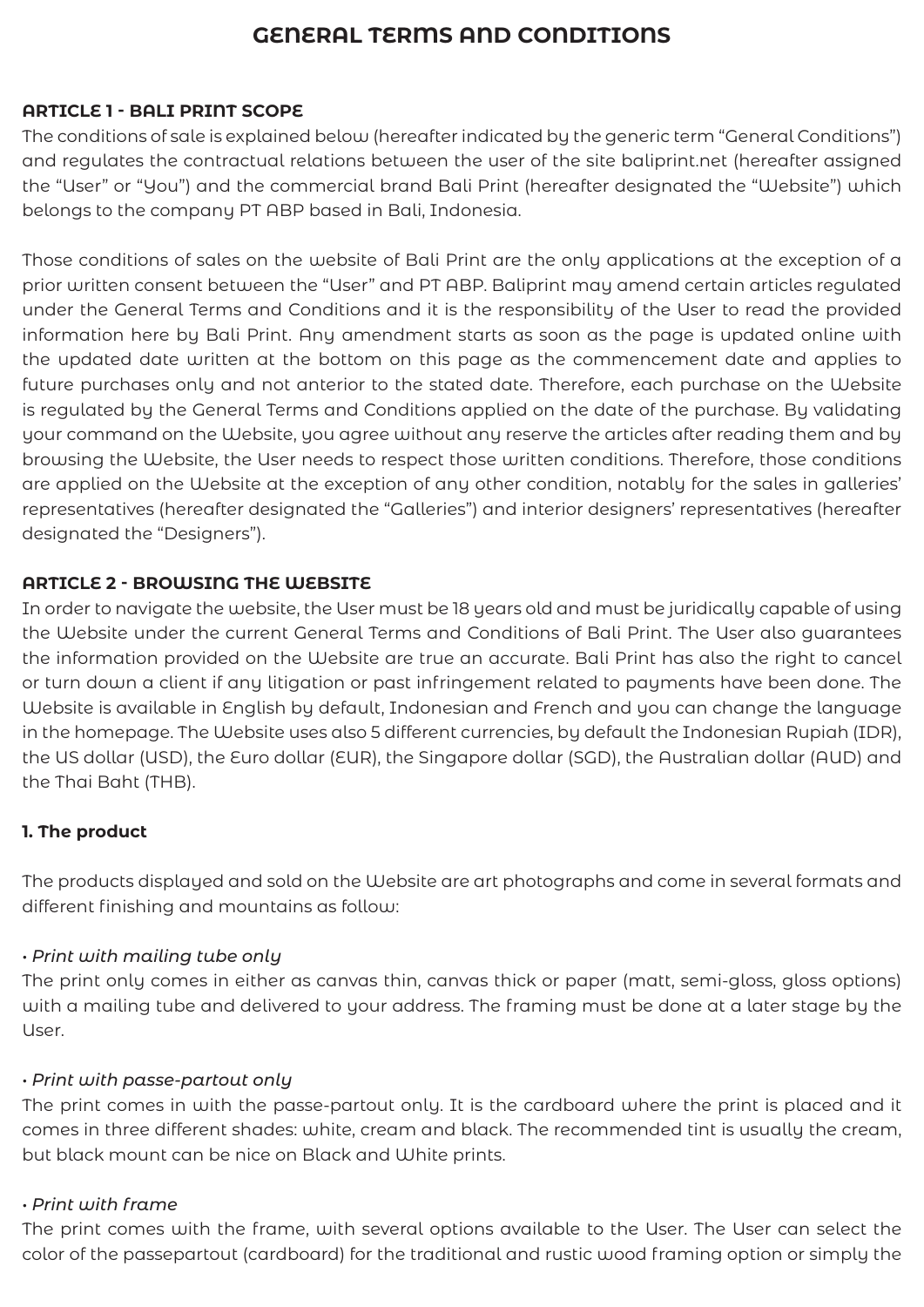# GENERAL TERMS AND CONDITIONS

## ARTICLE 1 - BALI PRINT SCOPE

The conditions of sale is explained below (hereafter indicated by the generic term "General Conditions") and regulates the contractual relations between the user of the site baliprint.net (hereafter assigned the "User" or "You") and the commercial brand Bali Print (hereafter designated the "Website") which belongs to the company PT ABP based in Bali, Indonesia.

Those conditions of sales on the website of Bali Print are the only applications at the exception of a prior written consent between the "User" and PT ABP. Baliprint may amend certain articles regulated under the General Terms and Conditions and it is the responsibility of the User to read the provided information here by Bali Print. Any amendment starts as soon as the page is updated online with the updated date written at the bottom on this page as the commencement date and applies to future purchases only and not anterior to the stated date. Therefore, each purchase on the Website is regulated by the General Terms and Conditions applied on the date of the purchase. By validating your command on the Website, you agree without any reserve the articles after reading them and by browsing the Website, the User needs to respect those written conditions. Therefore, those conditions are applied on the Website at the exception of any other condition, notably for the sales in galleries' representatives (hereafter designated the "Galleries") and interior designers' representatives (hereafter designated the "Designers").

## ARTICLE 2 - BROWSING THE WEBSITE

In order to navigate the website, the User must be 18 years old and must be juridically capable of using the Website under the current General Terms and Conditions of Bali Print. The User also guarantees the information provided on the Website are true an accurate. Bali Print has also the right to cancel or turn down a client if any litigation or past infringement related to payments have been done. The Website is available in English by default, Indonesian and French and you can change the language in the homepage. The Website uses also 5 different currencies, by default the Indonesian Rupiah (IDR), the US dollar (USD), the Euro dollar (EUR), the Singapore dollar (SGD), the Australian dollar (AUD) and the Thai Baht (THB).

### 1. The product

The products displayed and sold on the Website are art photographs and come in several formats and different finishing and mountains as follow:

*• Print with mailing tube only*

The print only comes in either as canvas thin, canvas thick or paper (matt, semi-gloss, gloss options) with a mailing tube and delivered to your address. The framing must be done at a later stage by the User.

*• Print with passe-partout only*

The print comes in with the passe-partout only. It is the cardboard where the print is placed and it comes in three different shades: white, cream and black. The recommended tint is usually the cream, but black mount can be nice on Black and White prints.

*• Print with frame*

The print comes with the frame, with several options available to the User. The User can select the color of the passepartout (cardboard) for the traditional and rustic wood framing option or simply the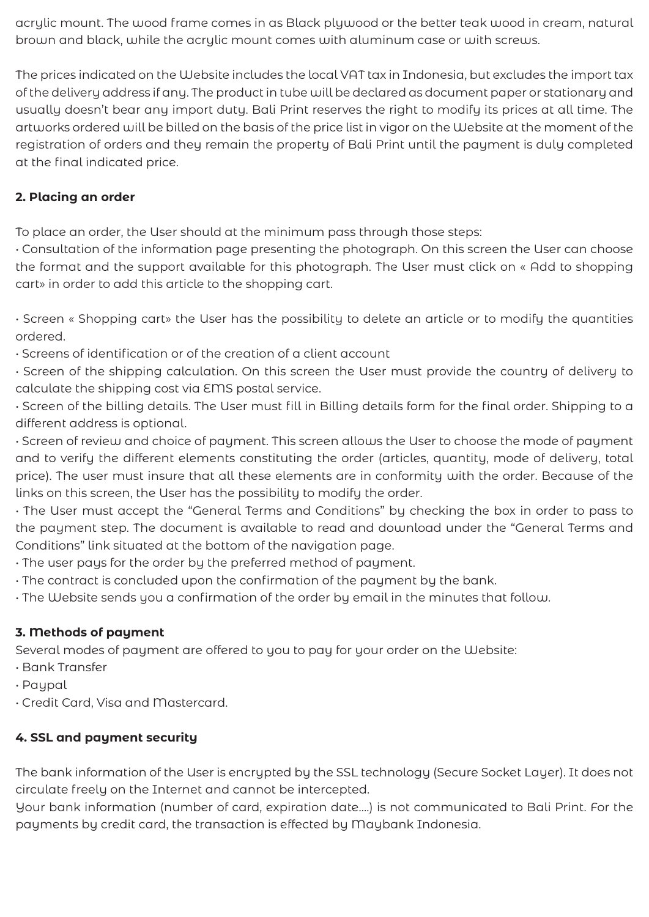acrylic mount. The wood frame comes in as Black plywood or the better teak wood in cream, natural brown and black, while the acrylic mount comes with aluminum case or with screws.

The prices indicated on the Website includes the local VAT tax in Indonesia, but excludes the import tax of the delivery address if any. The product in tube will be declared as document paper or stationary and usually doesn't bear any import duty. Bali Print reserves the right to modify its prices at all time. The artworks ordered will be billed on the basis of the price list in vigor on the Website at the moment of the registration of orders and they remain the property of Bali Print until the payment is duly completed at the final indicated price.

**2. Placing an order**

To place an order, the User should at the minimum pass through those steps:

- Consultation of the information page presenting the photograph. On this screen the User can choose the format and the support available for this photograph. The User must click on « Add to shopping cart» in order to add this article to the shopping cart.

- Screen « Shopping cart» the User has the possibility to delete an article or to modify the quantities ordered.
- Screens of identification or of the creation of a client account
- Screen of the shipping calculation. On this screen the User must provide the country of delivery to calculate the shipping cost via EMS postal service.
- Screen of the billing details. The User must fill in Billing details form for the final order. Shipping to a different address is optional.
- Screen of review and choice of payment. This screen allows the User to choose the mode of payment and to verify the different elements constituting the order (articles, quantity, mode of delivery, total price). The user must insure that all these elements are in conformity with the order. Because of the links on this screen, the User has the possibility to modify the order.
- The User must accept the "General Terms and Conditions" by checking the box in order to pass to the payment step. The document is available to read and download under the "General Terms and Conditions" link situated at the bottom of the navigation page.
- The user pays for the order by the preferred method of payment.
- The contract is concluded upon the confirmation of the payment by the bank.
- The Website sends you a confirmation of the order by email in the minutes that follow.

**3. Methods of payment**

Several modes of payment are offered to you to pay for your order on the Website:

- Bank Transfer
- Paypal
- Credit Card, Visa and Mastercard.

**4. SSL and payment security**

The bank information of the User is encrypted by the SSL technology (Secure Socket Layer). It does not circulate freely on the Internet and cannot be intercepted.

Your bank information (number of card, expiration date....) is not communicated to Bali Print. For the payments by credit card, the transaction is effected by Maybank Indonesia.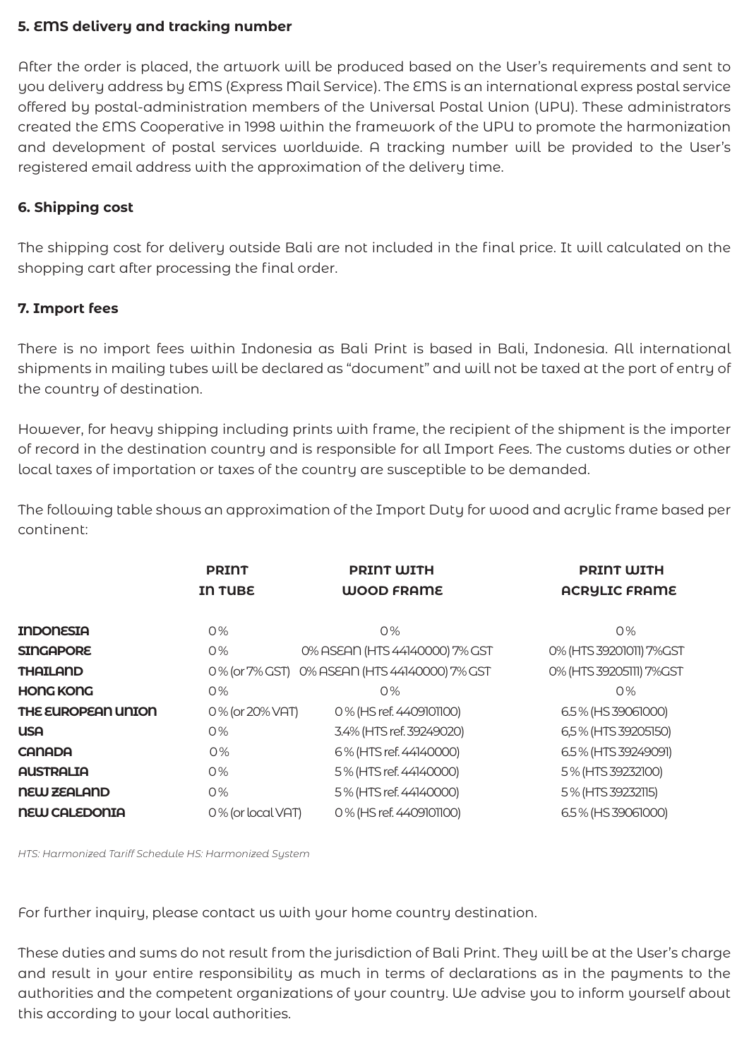**5. EMS delivery and tracking number**

After the order is placed, the artwork will be produced based on the User's requirements and sent to you delivery address by EMS (Express Mail Service). The EMS is an international express postal service offered by postal-administration members of the Universal Postal Union (UPU). These administrators created the EMS Cooperative in 1998 within the framework of the UPU to promote the harmonization and development of postal services worldwide. A tracking number will be provided to the User's registered email address with the approximation of the delivery time.

**6. Shipping cost**

The shipping cost for delivery outside Bali are not included in the final price. It will calculated on the shopping cart after processing the final order.

**7. Import fees**

There is no import fees within Indonesia as Bali Print is based in Bali, Indonesia. All international shipments in mailing tubes will be declared as "document" and will not be taxed at the port of entry of the country of destination.

However, for heavy shipping including prints with frame, the recipient of the shipment is the importer of record in the destination country and is responsible for all Import Fees. The customs duties or other local taxes of importation or taxes of the country are susceptible to be demanded.

The following table shows an approximation of the Import Duty for wood and acrylic frame based per continent:

| | PRINT IN TUBE | PRINT WITH WOOD FRAME | PRINT WITH ACRYLIC FRAME |
|---|---|---|---|
| INDONESIA | 0% | 0% | 0% |
| SINGAPORE | 0% | 0% ASEAN (HTS 44140000) 7% GST | 0% (HTS 39201011) 7%GST |
| THAILAND | 0% (or 7% GST) | 0% ASEAN (HTS 44140000) 7% GST | 0% (HTS 39205111) 7%GST |
| HONG KONG | 0% | 0% | 0% |
| THE EUROPEAN UNION | 0% (or 20% VAT) | 0% (HS ref. 4409101100) | 6.5% (HS 39061000) |
| USA | 0% | 3.4% (HTS ref. 39249020) | 6,5% (HTS 39205150) |
| CANADA | 0% | 6% (HTS ref. 44140000) | 6.5% (HTS 39249091) |
| AUSTRALIA | 0% | 5% (HTS ref. 44140000) | 5% (HTS 39232100) |
| NEW ZEALAND | 0% | 5% (HTS ref. 44140000) | 5% (HTS 39232115) |
| NEW CALEDONIA | 0% (or local VAT) | 0% (HS ref. 4409101100) | 6.5% (HS 39061000) |

*HTS: Harmonized Tariff Schedule HS: Harmonized System*

For further inquiry, please contact us with your home country destination.

These duties and sums do not result from the jurisdiction of Bali Print. They will be at the User's charge and result in your entire responsibility as much in terms of declarations as in the payments to the authorities and the competent organizations of your country. We advise you to inform yourself about this according to your local authorities.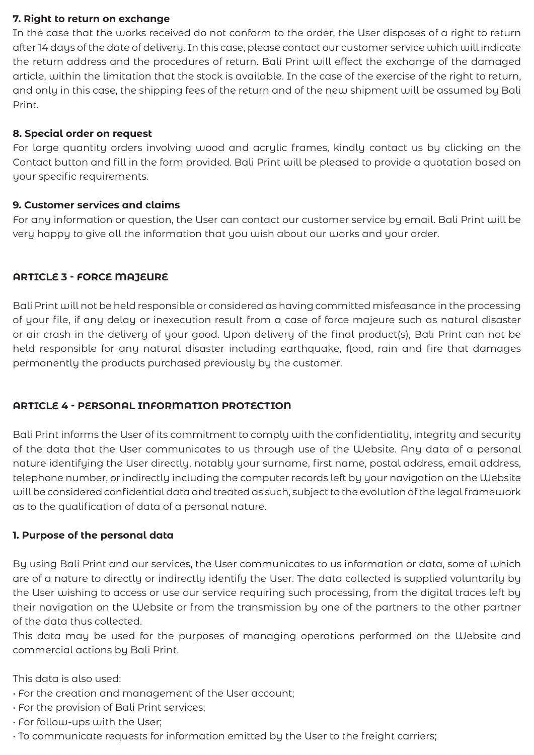### 7. Right to return on exchange

In the case that the works received do not conform to the order, the User disposes of a right to return after 14 days of the date of delivery. In this case, please contact our customer service which will indicate the return address and the procedures of return. Bali Print will effect the exchange of the damaged article, within the limitation that the stock is available. In the case of the exercise of the right to return, and only in this case, the shipping fees of the return and of the new shipment will be assumed by Bali Print.

### 8. Special order on request

For large quantity orders involving wood and acrylic frames, kindly contact us by clicking on the Contact button and fill in the form provided. Bali Print will be pleased to provide a quotation based on your specific requirements.

### 9. Customer services and claims

For any information or question, the User can contact our customer service by email. Bali Print will be very happy to give all the information that you wish about our works and your order.

## ARTICLE 3 - FORCE MAJEURE

Bali Print will not be held responsible or considered as having committed misfeasance in the processing of your file, if any delay or inexecution result from a case of force majeure such as natural disaster or air crash in the delivery of your good. Upon delivery of the final product(s), Bali Print can not be held responsible for any natural disaster including earthquake, flood, rain and fire that damages permanently the products purchased previously by the customer.

## ARTICLE 4 - PERSONAL INFORMATION PROTECTION

Bali Print informs the User of its commitment to comply with the confidentiality, integrity and security of the data that the User communicates to us through use of the Website. Any data of a personal nature identifying the User directly, notably your surname, first name, postal address, email address, telephone number, or indirectly including the computer records left by your navigation on the Website will be considered confidential data and treated as such, subject to the evolution of the legal framework as to the qualification of data of a personal nature.

### 1. Purpose of the personal data

By using Bali Print and our services, the User communicates to us information or data, some of which are of a nature to directly or indirectly identify the User. The data collected is supplied voluntarily by the User wishing to access or use our service requiring such processing, from the digital traces left by their navigation on the Website or from the transmission by one of the partners to the other partner of the data thus collected.
This data may be used for the purposes of managing operations performed on the Website and commercial actions by Bali Print.

This data is also used:

- For the creation and management of the User account;
- For the provision of Bali Print services;
- For follow-ups with the User;
- To communicate requests for information emitted by the User to the freight carriers;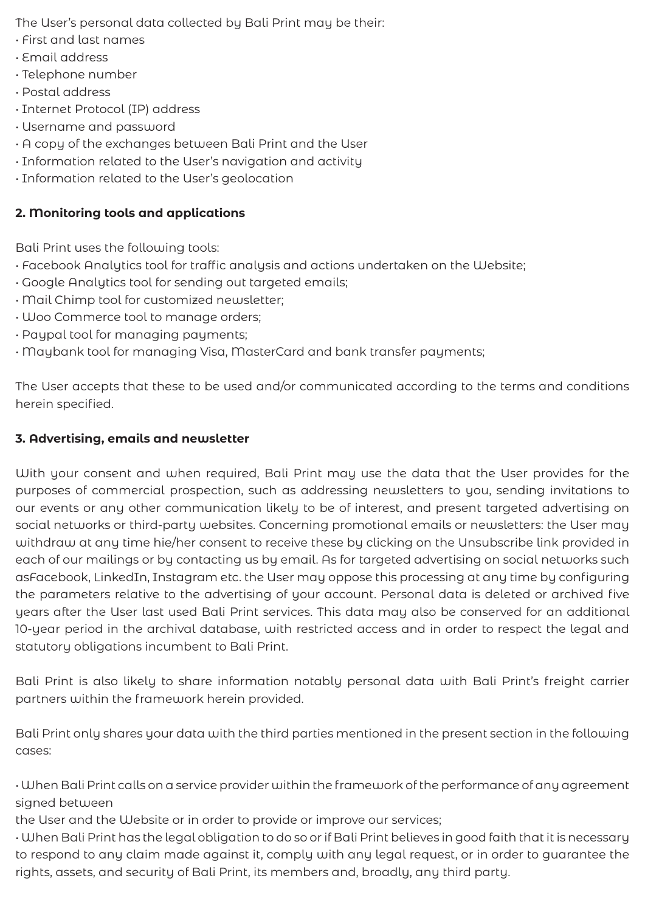The User's personal data collected by Bali Print may be their:

- First and last names
- Email address
- Telephone number
- Postal address
- Internet Protocol (IP) address
- Username and password
- A copy of the exchanges between Bali Print and the User
- Information related to the User's navigation and activity
- Information related to the User's geolocation

## 2. Monitoring tools and applications

Bali Print uses the following tools:

- Facebook Analytics tool for traffic analysis and actions undertaken on the Website;
- Google Analytics tool for sending out targeted emails;
- Mail Chimp tool for customized newsletter;
- Woo Commerce tool to manage orders;
- Paypal tool for managing payments;
- Maybank tool for managing Visa, MasterCard and bank transfer payments;

The User accepts that these to be used and/or communicated according to the terms and conditions herein specified.

## 3. Advertising, emails and newsletter

With your consent and when required, Bali Print may use the data that the User provides for the purposes of commercial prospection, such as addressing newsletters to you, sending invitations to our events or any other communication likely to be of interest, and present targeted advertising on social networks or third-party websites. Concerning promotional emails or newsletters: the User may withdraw at any time hie/her consent to receive these by clicking on the Unsubscribe link provided in each of our mailings or by contacting us by email. As for targeted advertising on social networks such asFacebook, LinkedIn, Instagram etc. the User may oppose this processing at any time by configuring the parameters relative to the advertising of your account. Personal data is deleted or archived five years after the User last used Bali Print services. This data may also be conserved for an additional 10-year period in the archival database, with restricted access and in order to respect the legal and statutory obligations incumbent to Bali Print.

Bali Print is also likely to share information notably personal data with Bali Print's freight carrier partners within the framework herein provided.

Bali Print only shares your data with the third parties mentioned in the present section in the following cases:

- When Bali Print calls on a service provider within the framework of the performance of any agreement signed between the User and the Website or in order to provide or improve our services;
- When Bali Print has the legal obligation to do so or if Bali Print believes in good faith that it is necessary to respond to any claim made against it, comply with any legal request, or in order to guarantee the rights, assets, and security of Bali Print, its members and, broadly, any third party.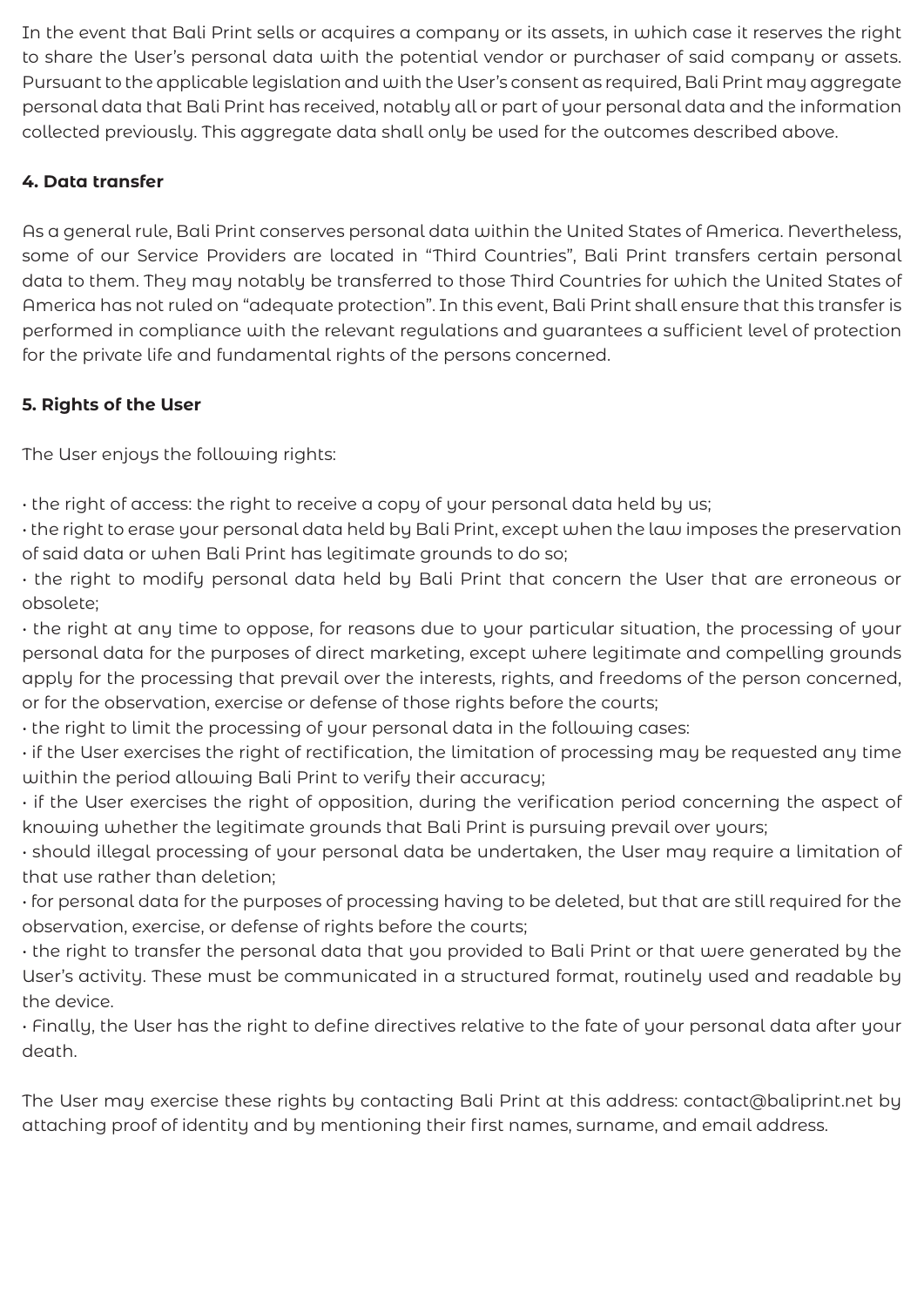In the event that Bali Print sells or acquires a company or its assets, in which case it reserves the right to share the User's personal data with the potential vendor or purchaser of said company or assets. Pursuant to the applicable legislation and with the User's consent as required, Bali Print may aggregate personal data that Bali Print has received, notably all or part of your personal data and the information collected previously. This aggregate data shall only be used for the outcomes described above.

**4. Data transfer**

As a general rule, Bali Print conserves personal data within the United States of America. Nevertheless, some of our Service Providers are located in "Third Countries", Bali Print transfers certain personal data to them. They may notably be transferred to those Third Countries for which the United States of America has not ruled on "adequate protection". In this event, Bali Print shall ensure that this transfer is performed in compliance with the relevant regulations and guarantees a sufficient level of protection for the private life and fundamental rights of the persons concerned.

**5. Rights of the User**

The User enjoys the following rights:

• the right of access: the right to receive a copy of your personal data held by us;
• the right to erase your personal data held by Bali Print, except when the law imposes the preservation of said data or when Bali Print has legitimate grounds to do so;
• the right to modify personal data held by Bali Print that concern the User that are erroneous or obsolete;
• the right at any time to oppose, for reasons due to your particular situation, the processing of your personal data for the purposes of direct marketing, except where legitimate and compelling grounds apply for the processing that prevail over the interests, rights, and freedoms of the person concerned, or for the observation, exercise or defense of those rights before the courts;
• the right to limit the processing of your personal data in the following cases:
• if the User exercises the right of rectification, the limitation of processing may be requested any time within the period allowing Bali Print to verify their accuracy;
• if the User exercises the right of opposition, during the verification period concerning the aspect of knowing whether the legitimate grounds that Bali Print is pursuing prevail over yours;
• should illegal processing of your personal data be undertaken, the User may require a limitation of that use rather than deletion;
• for personal data for the purposes of processing having to be deleted, but that are still required for the observation, exercise, or defense of rights before the courts;
• the right to transfer the personal data that you provided to Bali Print or that were generated by the User's activity. These must be communicated in a structured format, routinely used and readable by the device.
• Finally, the User has the right to define directives relative to the fate of your personal data after your death.

The User may exercise these rights by contacting Bali Print at this address: contact@baliprint.net by attaching proof of identity and by mentioning their first names, surname, and email address.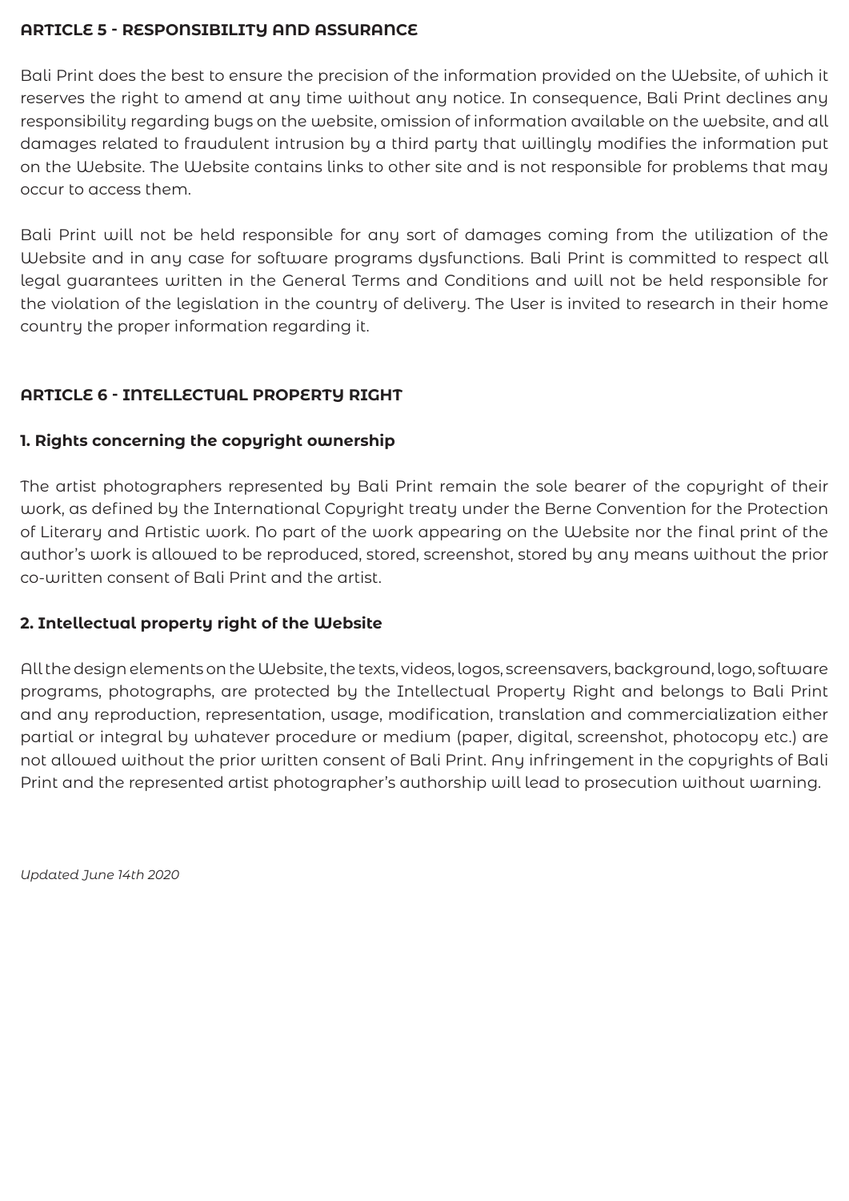## ARTICLE 5 - RESPONSIBILITY AND ASSURANCE

Bali Print does the best to ensure the precision of the information provided on the Website, of which it reserves the right to amend at any time without any notice. In consequence, Bali Print declines any responsibility regarding bugs on the website, omission of information available on the website, and all damages related to fraudulent intrusion by a third party that willingly modifies the information put on the Website. The Website contains links to other site and is not responsible for problems that may occur to access them.

Bali Print will not be held responsible for any sort of damages coming from the utilization of the Website and in any case for software programs dysfunctions. Bali Print is committed to respect all legal guarantees written in the General Terms and Conditions and will not be held responsible for the violation of the legislation in the country of delivery. The User is invited to research in their home country the proper information regarding it.

## ARTICLE 6 - INTELLECTUAL PROPERTY RIGHT

### 1. Rights concerning the copyright ownership

The artist photographers represented by Bali Print remain the sole bearer of the copyright of their work, as defined by the International Copyright treaty under the Berne Convention for the Protection of Literary and Artistic work. No part of the work appearing on the Website nor the final print of the author's work is allowed to be reproduced, stored, screenshot, stored by any means without the prior co-written consent of Bali Print and the artist.

### 2. Intellectual property right of the Website

All the design elements on the Website, the texts, videos, logos, screensavers, background, logo, software programs, photographs, are protected by the Intellectual Property Right and belongs to Bali Print and any reproduction, representation, usage, modification, translation and commercialization either partial or integral by whatever procedure or medium (paper, digital, screenshot, photocopy etc.) are not allowed without the prior written consent of Bali Print. Any infringement in the copyrights of Bali Print and the represented artist photographer's authorship will lead to prosecution without warning.

*Updated June 14th 2020*